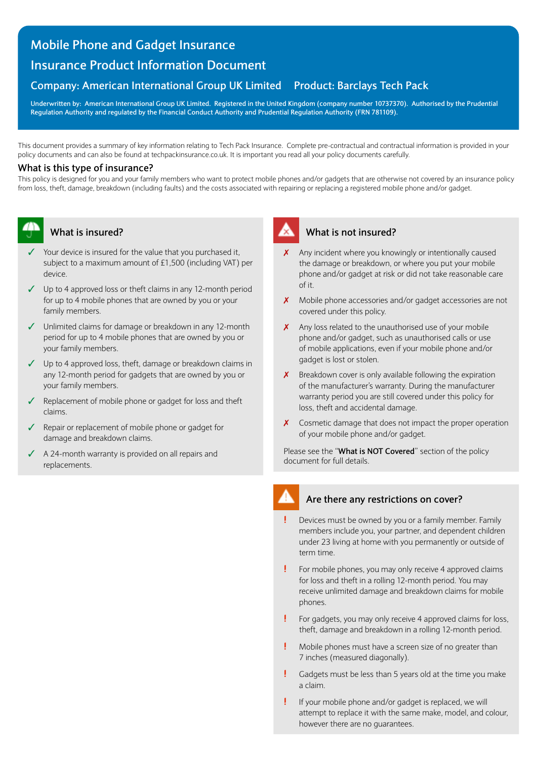# Mobile Phone and Gadget Insurance

## Insurance Product Information Document

### Company: American International Group UK Limited Product: Barclays Tech Pack

**Underwritten by: American International Group UK Limited. Registered in the United Kingdom (company number 10737370). Authorised by the Prudential Regulation Authority and regulated by the Financial Conduct Authority and Prudential Regulation Authority (FRN 781109).**

This document provides a summary of key information relating to Tech Pack Insurance. Complete pre-contractual and contractual information is provided in your policy documents and can also be found at techpackinsurance.co.uk. It is important you read all your policy documents carefully.

### What is this type of insurance?

This policy is designed for you and your family members who want to protect mobile phones and/or gadgets that are otherwise not covered by an insurance policy from loss, theft, damage, breakdown (including faults) and the costs associated with repairing or replacing a registered mobile phone and/or gadget.

### What is insured?

- ✓ Your device is insured for the value that you purchased it, subject to a maximum amount of £1,500 (including VAT) per device.
- ✓ Up to 4 approved loss or theft claims in any 12-month period for up to 4 mobile phones that are owned by you or your family members.
- ✓ Unlimited claims for damage or breakdown in any 12-month period for up to 4 mobile phones that are owned by you or your family members.
- ✓ Up to 4 approved loss, theft, damage or breakdown claims in any 12-month period for gadgets that are owned by you or your family members.
- ✓ Replacement of mobile phone or gadget for loss and theft claims.
- ✓ Repair or replacement of mobile phone or gadget for damage and breakdown claims.
- ✓ A 24-month warranty is provided on all repairs and replacements.

### What is not insured?

- ✗ Any incident where you knowingly or intentionally caused the damage or breakdown, or where you put your mobile phone and/or gadget at risk or did not take reasonable care of it.
- ✗ Mobile phone accessories and/or gadget accessories are not covered under this policy.
- ✗ Any loss related to the unauthorised use of your mobile phone and/or gadget, such as unauthorised calls or use of mobile applications, even if your mobile phone and/or gadget is lost or stolen.
- ✗ Breakdown cover is only available following the expiration of the manufacturer's warranty. During the manufacturer warranty period you are still covered under this policy for loss, theft and accidental damage.
- ✗ Cosmetic damage that does not impact the proper operation of your mobile phone and/or gadget.

Please see the "**What is NOT Covered**" section of the policy document for full details.

### Are there any restrictions on cover?

- ! Devices must be owned by you or a family member. Family members include you, your partner, and dependent children under 23 living at home with you permanently or outside of term time.
- ! For mobile phones, you may only receive 4 approved claims for loss and theft in a rolling 12-month period. You may receive unlimited damage and breakdown claims for mobile phones.
- ! For gadgets, you may only receive 4 approved claims for loss, theft, damage and breakdown in a rolling 12-month period.
- ! Mobile phones must have a screen size of no greater than 7 inches (measured diagonally).
- ! Gadgets must be less than 5 years old at the time you make a claim.
- ! If your mobile phone and/or gadget is replaced, we will attempt to replace it with the same make, model, and colour, however there are no guarantees.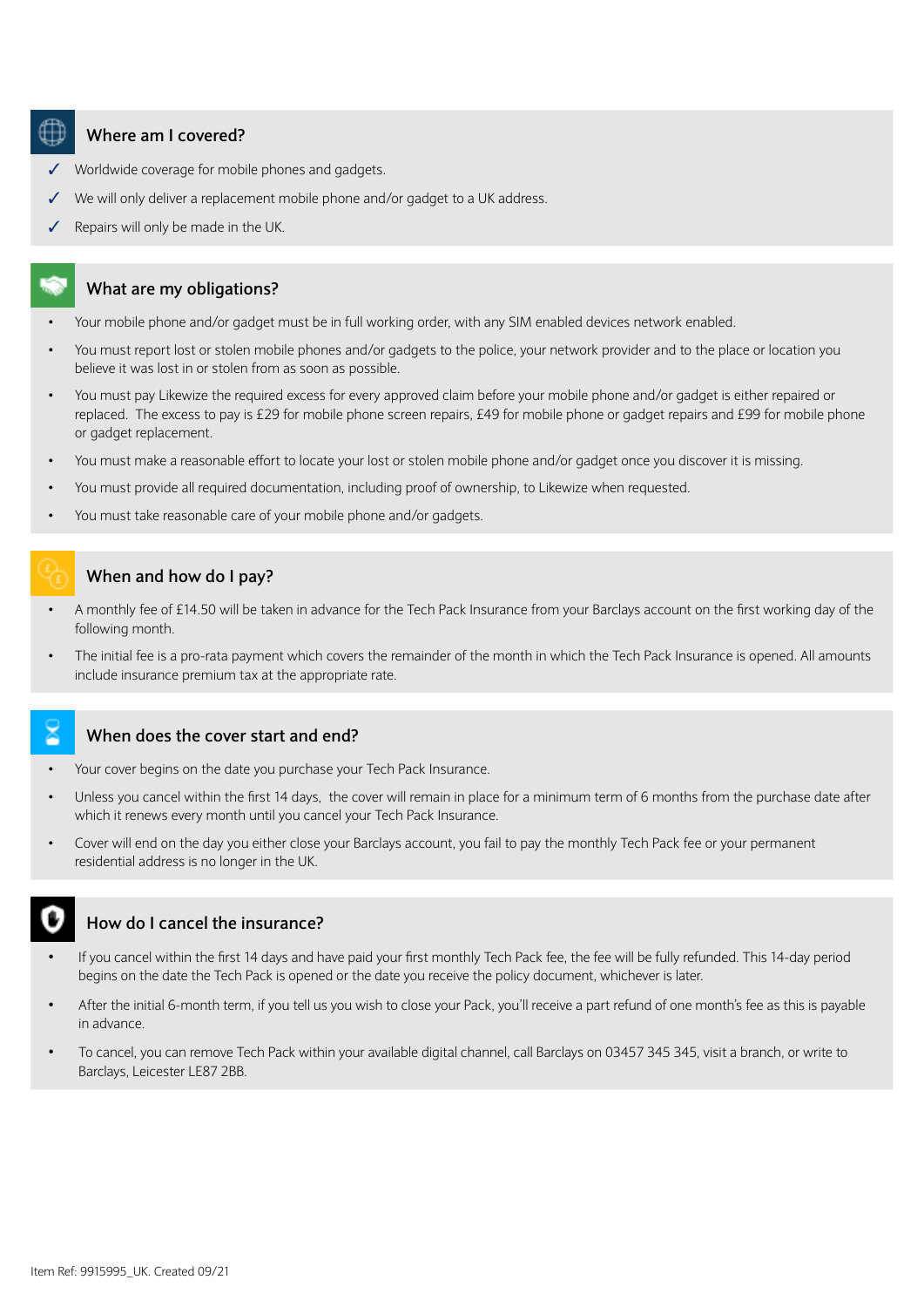## Where am I covered?

- ✓ Worldwide coverage for mobile phones and gadgets.
- ✓ We will only deliver a replacement mobile phone and/or gadget to a UK address.
- ✓ Repairs will only be made in the UK.

## What are my obligations?

- Your mobile phone and/or gadget must be in full working order, with any SIM enabled devices network enabled.
- You must report lost or stolen mobile phones and/or gadgets to the police, your network provider and to the place or location you believe it was lost in or stolen from as soon as possible.
- You must pay Likewize the required excess for every approved claim before your mobile phone and/or gadget is either repaired or replaced. The excess to pay is £29 for mobile phone screen repairs, £49 for mobile phone or gadget repairs and £99 for mobile phone or gadget replacement.
- You must make a reasonable effort to locate your lost or stolen mobile phone and/or gadget once you discover it is missing.
- You must provide all required documentation, including proof of ownership, to Likewize when requested.
- You must take reasonable care of your mobile phone and/or gadgets.

## When and how do I pay?

- A monthly fee of £14.50 will be taken in advance for the Tech Pack Insurance from your Barclays account on the first working day of the following month.
- The initial fee is a pro-rata payment which covers the remainder of the month in which the Tech Pack Insurance is opened. All amounts include insurance premium tax at the appropriate rate.

## When does the cover start and end?

- Your cover begins on the date you purchase your Tech Pack Insurance.
- Unless you cancel within the first 14 days, the cover will remain in place for a minimum term of 6 months from the purchase date after which it renews every month until you cancel your Tech Pack Insurance.
- Cover will end on the day you either close your Barclays account, you fail to pay the monthly Tech Pack fee or your permanent residential address is no longer in the UK.

## How do I cancel the insurance?

- If you cancel within the first 14 days and have paid your first monthly Tech Pack fee, the fee will be fully refunded. This 14-day period begins on the date the Tech Pack is opened or the date you receive the policy document, whichever is later.
- After the initial 6-month term, if you tell us you wish to close your Pack, you'll receive a part refund of one month's fee as this is payable in advance.
- To cancel, you can remove Tech Pack within your available digital channel, call Barclays on 03457 345 345, visit a branch, or write to Barclays, Leicester LE87 2BB.

Item Ref: 9915995_UK. Created 09/21